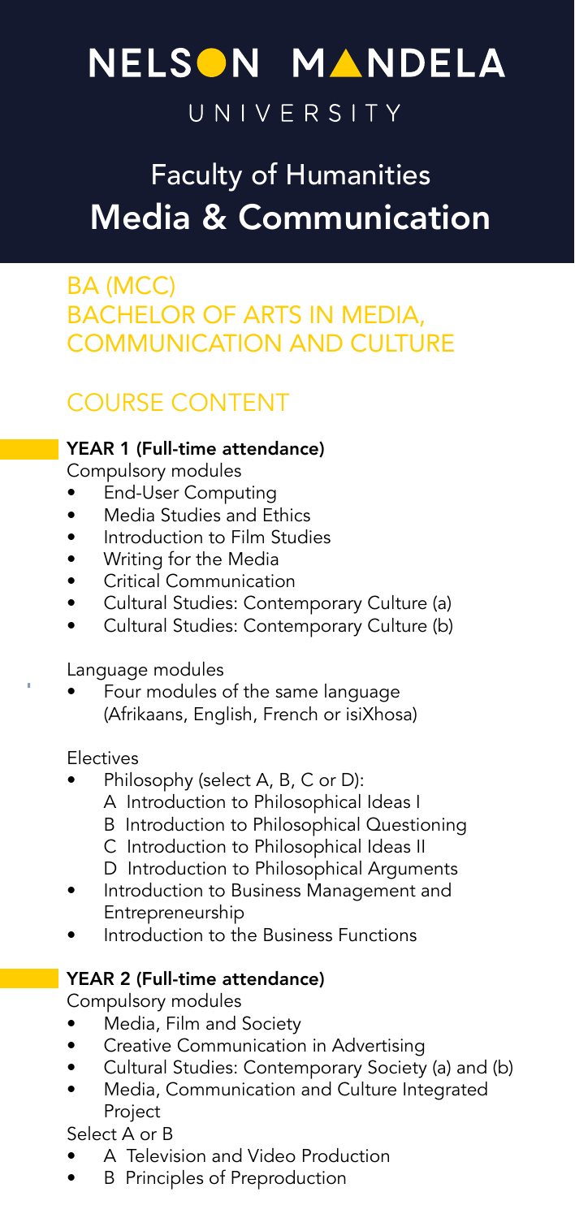# NELSON MANDELA

UNIVERSITY

## Faculty of Humanities
## Media & Communication

## BA (MCC)
## BACHELOR OF ARTS IN MEDIA, COMMUNICATION AND CULTURE

## COURSE CONTENT

### YEAR 1 (Full-time attendance)

Compulsory modules

- End-User Computing
- Media Studies and Ethics
- Introduction to Film Studies
- Writing for the Media
- Critical Communication
- Cultural Studies: Contemporary Culture (a)
- Cultural Studies: Contemporary Culture (b)

Language modules

- Four modules of the same language (Afrikaans, English, French or isiXhosa)

Electives

- Philosophy (select A, B, C or D):
  - A Introduction to Philosophical Ideas I
  - B Introduction to Philosophical Questioning
  - C Introduction to Philosophical Ideas II
  - D Introduction to Philosophical Arguments
- Introduction to Business Management and Entrepreneurship
- Introduction to the Business Functions

### YEAR 2 (Full-time attendance)

Compulsory modules

- Media, Film and Society
- Creative Communication in Advertising
- Cultural Studies: Contemporary Society (a) and (b)
- Media, Communication and Culture Integrated Project

Select A or B

- A Television and Video Production
- B Principles of Preproduction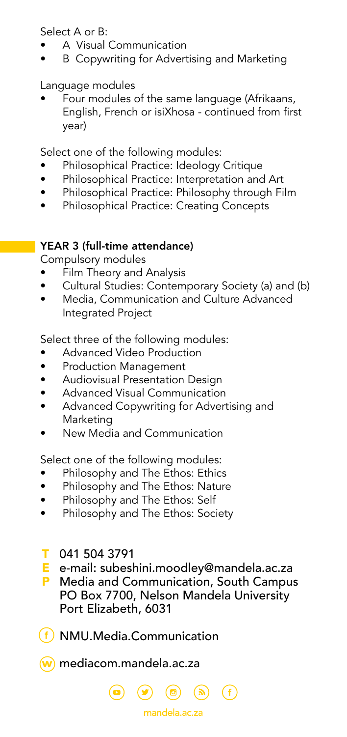Select A or B:

- A Visual Communication
- B Copywriting for Advertising and Marketing

Language modules

- Four modules of the same language (Afrikaans, English, French or isiXhosa - continued from first year)

Select one of the following modules:

- Philosophical Practice: Ideology Critique
- Philosophical Practice: Interpretation and Art
- Philosophical Practice: Philosophy through Film
- Philosophical Practice: Creating Concepts

## YEAR 3 (full-time attendance)

Compulsory modules

- Film Theory and Analysis
- Cultural Studies: Contemporary Society (a) and (b)
- Media, Communication and Culture Advanced Integrated Project

Select three of the following modules:

- Advanced Video Production
- Production Management
- Audiovisual Presentation Design
- Advanced Visual Communication
- Advanced Copywriting for Advertising and Marketing
- New Media and Communication

Select one of the following modules:

- Philosophy and The Ethos: Ethics
- Philosophy and The Ethos: Nature
- Philosophy and The Ethos: Self
- Philosophy and The Ethos: Society

**T** 041 504 3791
**E** e-mail: subeshini.moodley@mandela.ac.za
**P** Media and Communication, South Campus
PO Box 7700, Nelson Mandela University
Port Elizabeth, 6031

NMU.Media.Communication

mediacom.mandela.ac.za

mandela.ac.za